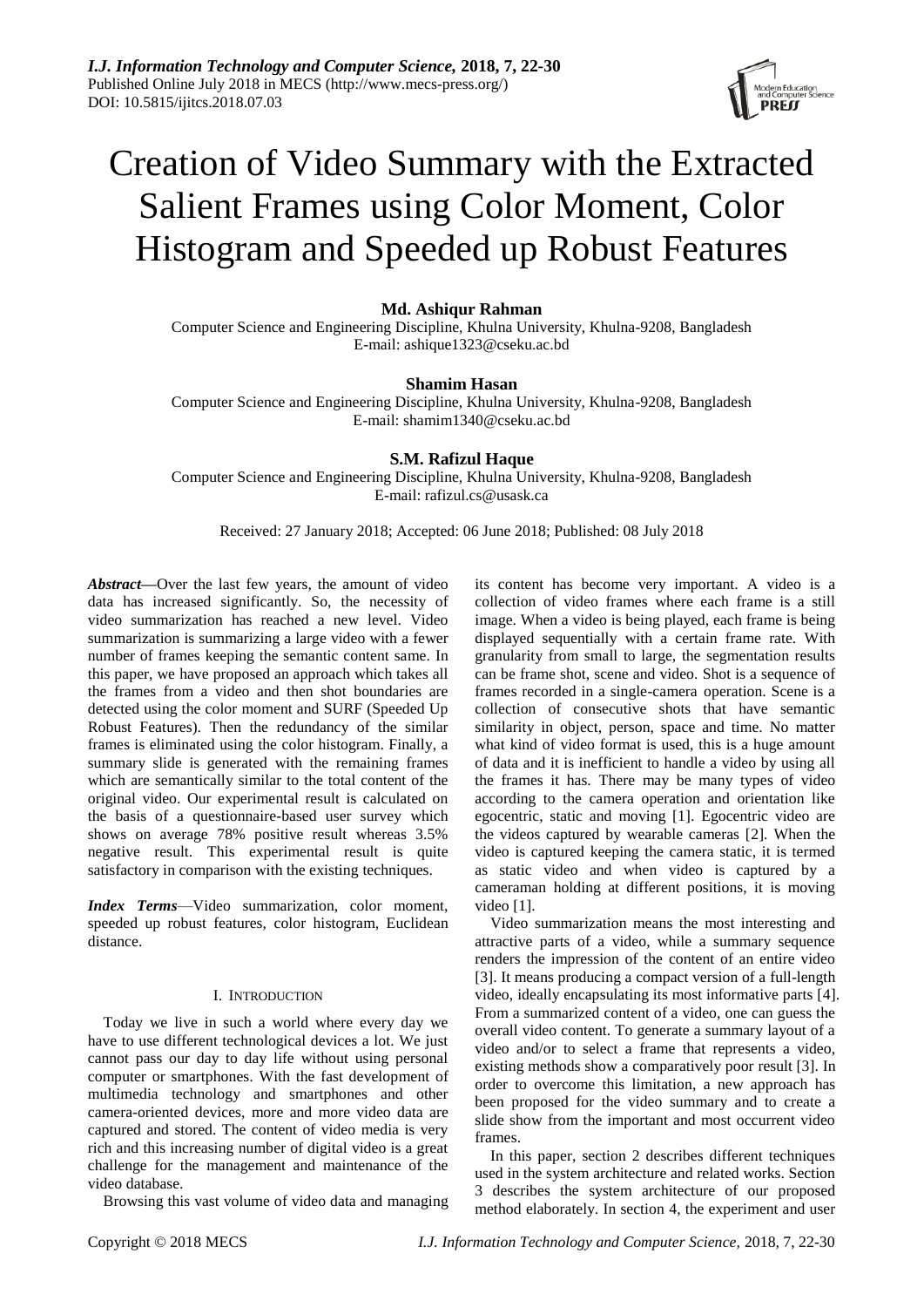# Creation of Video Summary with the Extracted Salient Frames using Color Moment, Color Histogram and Speeded up Robust Features

**Md. Ashiqur Rahman**
Computer Science and Engineering Discipline, Khulna University, Khulna-9208, Bangladesh
E-mail: ashique1323@cseku.ac.bd

**Shamim Hasan**
Computer Science and Engineering Discipline, Khulna University, Khulna-9208, Bangladesh
E-mail: shamim1340@cseku.ac.bd

**S.M. Rafizul Haque**
Computer Science and Engineering Discipline, Khulna University, Khulna-9208, Bangladesh
E-mail: rafizul.cs@usask.ca

Received: 27 January 2018; Accepted: 06 June 2018; Published: 08 July 2018

***Abstract*—**Over the last few years, the amount of video data has increased significantly. So, the necessity of video summarization has reached a new level. Video summarization is summarizing a large video with a fewer number of frames keeping the semantic content same. In this paper, we have proposed an approach which takes all the frames from a video and then shot boundaries are detected using the color moment and SURF (Speeded Up Robust Features). Then the redundancy of the similar frames is eliminated using the color histogram. Finally, a summary slide is generated with the remaining frames which are semantically similar to the total content of the original video. Our experimental result is calculated on the basis of a questionnaire-based user survey which shows on average 78% positive result whereas 3.5% negative result. This experimental result is quite satisfactory in comparison with the existing techniques.

***Index Terms*—**Video summarization, color moment, speeded up robust features, color histogram, Euclidean distance.

## I. Introduction

Today we live in such a world where every day we have to use different technological devices a lot. We just cannot pass our day to day life without using personal computer or smartphones. With the fast development of multimedia technology and smartphones and other camera-oriented devices, more and more video data are captured and stored. The content of video media is very rich and this increasing number of digital video is a great challenge for the management and maintenance of the video database.

Browsing this vast volume of video data and managing its content has become very important. A video is a collection of video frames where each frame is a still image. When a video is being played, each frame is being displayed sequentially with a certain frame rate. With granularity from small to large, the segmentation results can be frame shot, scene and video. Shot is a sequence of frames recorded in a single-camera operation. Scene is a collection of consecutive shots that have semantic similarity in object, person, space and time. No matter what kind of video format is used, this is a huge amount of data and it is inefficient to handle a video by using all the frames it has. There may be many types of video according to the camera operation and orientation like egocentric, static and moving [1]. Egocentric video are the videos captured by wearable cameras [2]. When the video is captured keeping the camera static, it is termed as static video and when video is captured by a cameraman holding at different positions, it is moving video [1].

Video summarization means the most interesting and attractive parts of a video, while a summary sequence renders the impression of the content of an entire video [3]. It means producing a compact version of a full-length video, ideally encapsulating its most informative parts [4]. From a summarized content of a video, one can guess the overall video content. To generate a summary layout of a video and/or to select a frame that represents a video, existing methods show a comparatively poor result [3]. In order to overcome this limitation, a new approach has been proposed for the video summary and to create a slide show from the important and most occurrent video frames.

In this paper, section 2 describes different techniques used in the system architecture and related works. Section 3 describes the system architecture of our proposed method elaborately. In section 4, the experiment and user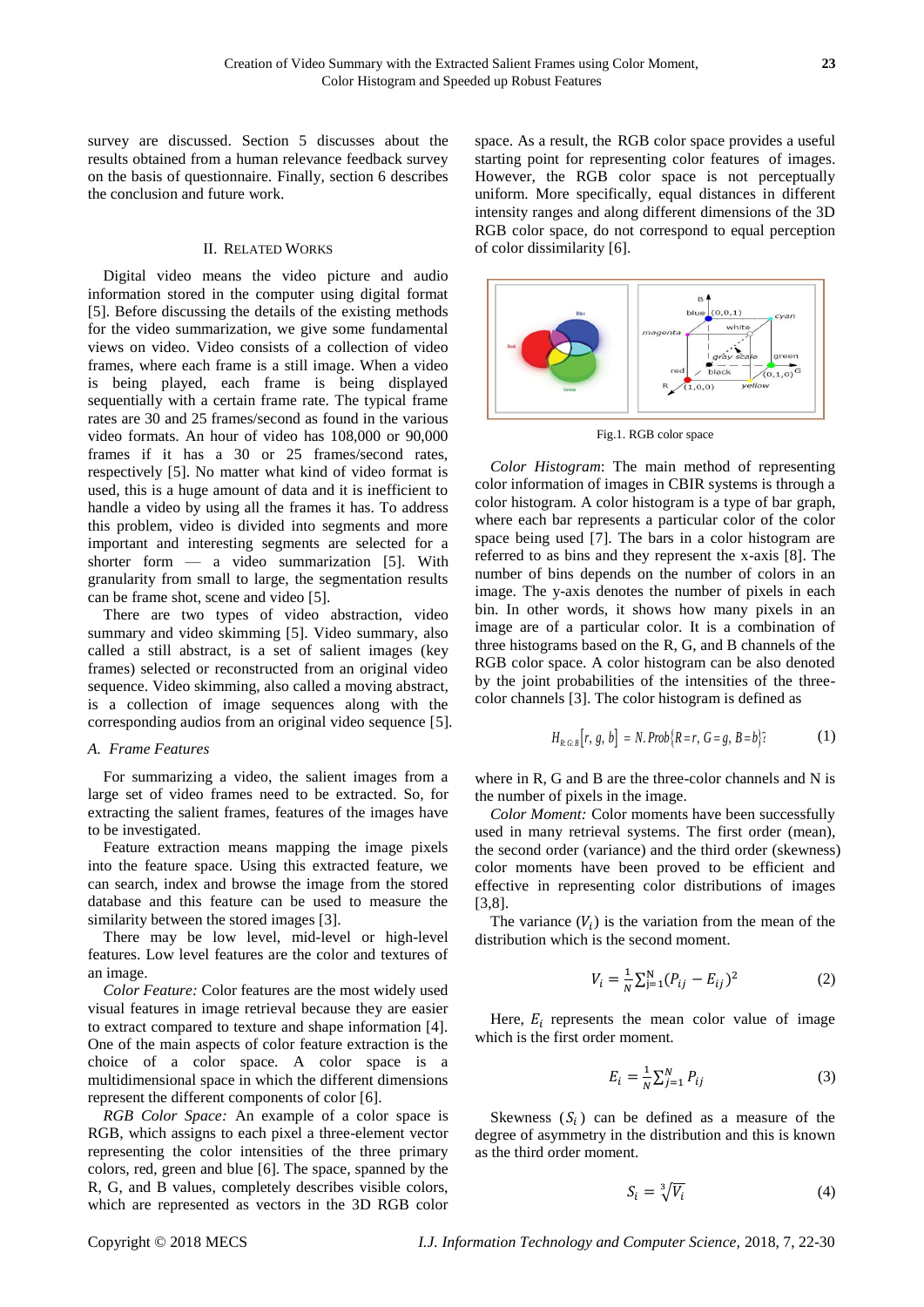survey are discussed. Section 5 discusses about the results obtained from a human relevance feedback survey on the basis of questionnaire. Finally, section 6 describes the conclusion and future work.

## II. Related Works

Digital video means the video picture and audio information stored in the computer using digital format [5]. Before discussing the details of the existing methods for the video summarization, we give some fundamental views on video. Video consists of a collection of video frames, where each frame is a still image. When a video is being played, each frame is being displayed sequentially with a certain frame rate. The typical frame rates are 30 and 25 frames/second as found in the various video formats. An hour of video has 108,000 or 90,000 frames if it has a 30 or 25 frames/second rates, respectively [5]. No matter what kind of video format is used, this is a huge amount of data and it is inefficient to handle a video by using all the frames it has. To address this problem, video is divided into segments and more important and interesting segments are selected for a shorter form — a video summarization [5]. With granularity from small to large, the segmentation results can be frame shot, scene and video [5].

There are two types of video abstraction, video summary and video skimming [5]. Video summary, also called a still abstract, is a set of salient images (key frames) selected or reconstructed from an original video sequence. Video skimming, also called a moving abstract, is a collection of image sequences along with the corresponding audios from an original video sequence [5].

### A. Frame Features

For summarizing a video, the salient images from a large set of video frames need to be extracted. So, for extracting the salient frames, features of the images have to be investigated.

Feature extraction means mapping the image pixels into the feature space. Using this extracted feature, we can search, index and browse the image from the stored database and this feature can be used to measure the similarity between the stored images [3].

There may be low level, mid-level or high-level features. Low level features are the color and textures of an image.

*Color Feature:* Color features are the most widely used visual features in image retrieval because they are easier to extract compared to texture and shape information [4]. One of the main aspects of color feature extraction is the choice of a color space. A color space is a multidimensional space in which the different dimensions represent the different components of color [6].

*RGB Color Space:* An example of a color space is RGB, which assigns to each pixel a three-element vector representing the color intensities of the three primary colors, red, green and blue [6]. The space, spanned by the R, G, and B values, completely describes visible colors, which are represented as vectors in the 3D RGB color space. As a result, the RGB color space provides a useful starting point for representing color features of images. However, the RGB color space is not perceptually uniform. More specifically, equal distances in different intensity ranges and along different dimensions of the 3D RGB color space, do not correspond to equal perception of color dissimilarity [6].

Fig.1. RGB color space

*Color Histogram*: The main method of representing color information of images in CBIR systems is through a color histogram. A color histogram is a type of bar graph, where each bar represents a particular color of the color space being used [7]. The bars in a color histogram are referred to as bins and they represent the x-axis [8]. The number of bins depends on the number of colors in an image. The y-axis denotes the number of pixels in each bin. In other words, it shows how many pixels in an image are of a particular color. It is a combination of three histograms based on the R, G, and B channels of the RGB color space. A color histogram can be also denoted by the joint probabilities of the intensities of the three-color channels [3]. The color histogram is defined as

$$H_{R,G,B}[r, g, b] = N.Prob\{R=r, G=g, B=b\} \tag{1}$$

where in R, G and B are the three-color channels and N is the number of pixels in the image.

*Color Moment:* Color moments have been successfully used in many retrieval systems. The first order (mean), the second order (variance) and the third order (skewness) color moments have been proved to be efficient and effective in representing color distributions of images [3,8].

The variance ($V_i$) is the variation from the mean of the distribution which is the second moment.

$$V_i = \frac{1}{N}\sum_{j=1}^{N}(P_{ij} - E_{ij})^2 \tag{2}$$

Here, $E_i$ represents the mean color value of image which is the first order moment.

$$E_i = \frac{1}{N}\sum_{j=1}^{N} P_{ij} \tag{3}$$

Skewness ($S_i$) can be defined as a measure of the degree of asymmetry in the distribution and this is known as the third order moment.

$$S_i = \sqrt[3]{V_i} \tag{4}$$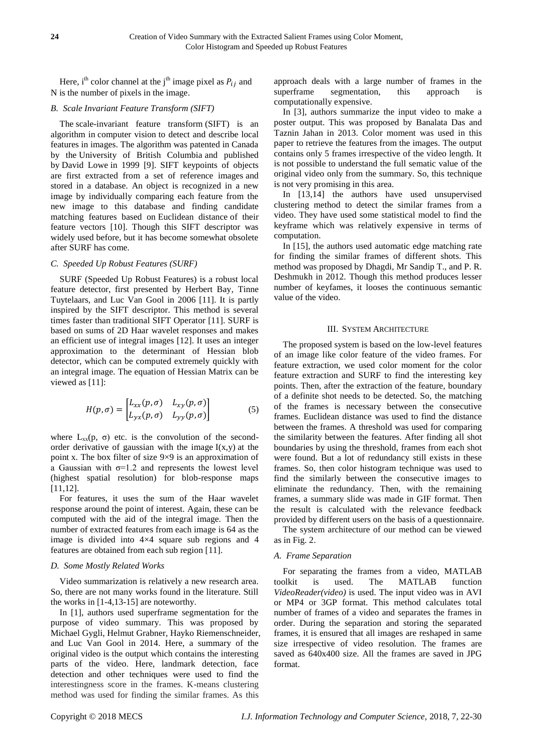Here, $i^{th}$ color channel at the $j^{th}$ image pixel as $P_{ij}$ and N is the number of pixels in the image.

### B. Scale Invariant Feature Transform (SIFT)

The scale-invariant feature transform (SIFT) is an algorithm in computer vision to detect and describe local features in images. The algorithm was patented in Canada by the University of British Columbia and published by David Lowe in 1999 [9]. SIFT keypoints of objects are first extracted from a set of reference images and stored in a database. An object is recognized in a new image by individually comparing each feature from the new image to this database and finding candidate matching features based on Euclidean distance of their feature vectors [10]. Though this SIFT descriptor was widely used before, but it has become somewhat obsolete after SURF has come.

### C. Speeded Up Robust Features (SURF)

SURF (Speeded Up Robust Features) is a robust local feature detector, first presented by Herbert Bay, Tinne Tuytelaars, and Luc Van Gool in 2006 [11]. It is partly inspired by the SIFT descriptor. This method is several times faster than traditional SIFT Operator [11]. SURF is based on sums of 2D Haar wavelet responses and makes an efficient use of integral images [12]. It uses an integer approximation to the determinant of Hessian blob detector, which can be computed extremely quickly with an integral image. The equation of Hessian Matrix can be viewed as [11]:

$$H(p,\sigma) = \begin{bmatrix} L_{xx}(p,\sigma) & L_{xy}(p,\sigma) \\ L_{yx}(p,\sigma) & L_{yy}(p,\sigma) \end{bmatrix} \tag{5}$$

where $L_{xx}(p, \sigma)$ etc. is the convolution of the second-order derivative of gaussian with the image $I(x,y)$ at the point x. The box filter of size 9×9 is an approximation of a Gaussian with $\sigma$=1.2 and represents the lowest level (highest spatial resolution) for blob-response maps [11,12].

For features, it uses the sum of the Haar wavelet response around the point of interest. Again, these can be computed with the aid of the integral image. Then the number of extracted features from each image is 64 as the image is divided into 4×4 square sub regions and 4 features are obtained from each sub region [11].

### D. Some Mostly Related Works

Video summarization is relatively a new research area. So, there are not many works found in the literature. Still the works in [1-4,13-15] are noteworthy.

In [1], authors used superframe segmentation for the purpose of video summary. This was proposed by Michael Gygli, Helmut Grabner, Hayko Riemenschneider, and Luc Van Gool in 2014. Here, a summary of the original video is the output which contains the interesting parts of the video. Here, landmark detection, face detection and other techniques were used to find the interestingness score in the frames. K-means clustering method was used for finding the similar frames. As this approach deals with a large number of frames in the superframe segmentation, this approach is computationally expensive.

In [3], authors summarize the input video to make a poster output. This was proposed by Banalata Das and Taznin Jahan in 2013. Color moment was used in this paper to retrieve the features from the images. The output contains only 5 frames irrespective of the video length. It is not possible to understand the full sematic value of the original video only from the summary. So, this technique is not very promising in this area.

In [13,14] the authors have used unsupervised clustering method to detect the similar frames from a video. They have used some statistical model to find the keyframe which was relatively expensive in terms of computation.

In [15], the authors used automatic edge matching rate for finding the similar frames of different shots. This method was proposed by Dhagdi, Mr Sandip T., and P. R. Deshmukh in 2012. Though this method produces lesser number of keyfames, it looses the continuous semantic value of the video.

## III. System Architecture

The proposed system is based on the low-level features of an image like color feature of the video frames. For feature extraction, we used color moment for the color feature extraction and SURF to find the interesting key points. Then, after the extraction of the feature, boundary of a definite shot needs to be detected. So, the matching of the frames is necessary between the consecutive frames. Euclidean distance was used to find the distance between the frames. A threshold was used for comparing the similarity between the features. After finding all shot boundaries by using the threshold, frames from each shot were found. But a lot of redundancy still exists in these frames. So, then color histogram technique was used to find the similarly between the consecutive images to eliminate the redundancy. Then, with the remaining frames, a summary slide was made in GIF format. Then the result is calculated with the relevance feedback provided by different users on the basis of a questionnaire.

The system architecture of our method can be viewed as in Fig. 2.

### A. Frame Separation

For separating the frames from a video, MATLAB toolkit is used. The MATLAB function *VideoReader(video)* is used. The input video was in AVI or MP4 or 3GP format. This method calculates total number of frames of a video and separates the frames in order. During the separation and storing the separated frames, it is ensured that all images are reshaped in same size irrespective of video resolution. The frames are saved as 640x400 size. All the frames are saved in JPG format.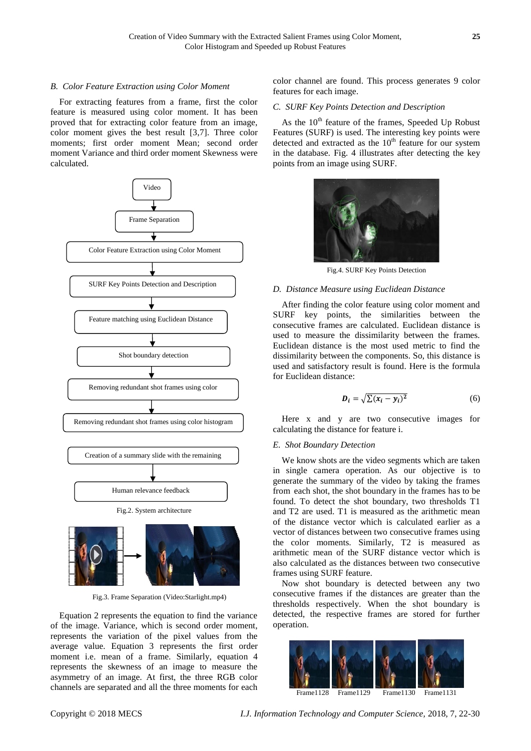### B. Color Feature Extraction using Color Moment

For extracting features from a frame, first the color feature is measured using color moment. It has been proved that for extracting color feature from an image, color moment gives the best result [3,7]. Three color moments; first order moment Mean; second order moment Variance and third order moment Skewness were calculated.

Fig.2. System architecture

Fig.3. Frame Separation (Video:Starlight.mp4)

Equation 2 represents the equation to find the variance of the image. Variance, which is second order moment, represents the variation of the pixel values from the average value. Equation 3 represents the first order moment i.e. mean of a frame. Similarly, equation 4 represents the skewness of an image to measure the asymmetry of an image. At first, the three RGB color channels are separated and all the three moments for each color channel are found. This process generates 9 color features for each image.

### C. SURF Key Points Detection and Description

As the 10[th] feature of the frames, Speeded Up Robust Features (SURF) is used. The interesting key points were detected and extracted as the 10[th] feature for our system in the database. Fig. 4 illustrates after detecting the key points from an image using SURF.

Fig.4. SURF Key Points Detection

### D. Distance Measure using Euclidean Distance

After finding the color feature using color moment and SURF key points, the similarities between the consecutive frames are calculated. Euclidean distance is used to measure the dissimilarity between the frames. Euclidean distance is the most used metric to find the dissimilarity between the components. So, this distance is used and satisfactory result is found. Here is the formula for Euclidean distance:

$$\boldsymbol{D_i} = \sqrt{\sum(\boldsymbol{x_i} - \boldsymbol{y_i})^2} \tag{6}$$

Here x and y are two consecutive images for calculating the distance for feature i.

### E. Shot Boundary Detection

We know shots are the video segments which are taken in single camera operation. As our objective is to generate the summary of the video by taking the frames from each shot, the shot boundary in the frames has to be found. To detect the shot boundary, two thresholds T1 and T2 are used. T1 is measured as the arithmetic mean of the distance vector which is calculated earlier as a vector of distances between two consecutive frames using the color moments. Similarly, T2 is measured as arithmetic mean of the SURF distance vector which is also calculated as the distances between two consecutive frames using SURF feature.

Now shot boundary is detected between any two consecutive frames if the distances are greater than the thresholds respectively. When the shot boundary is detected, the respective frames are stored for further operation.

Frame1128 Frame1129 Frame1130 Frame1131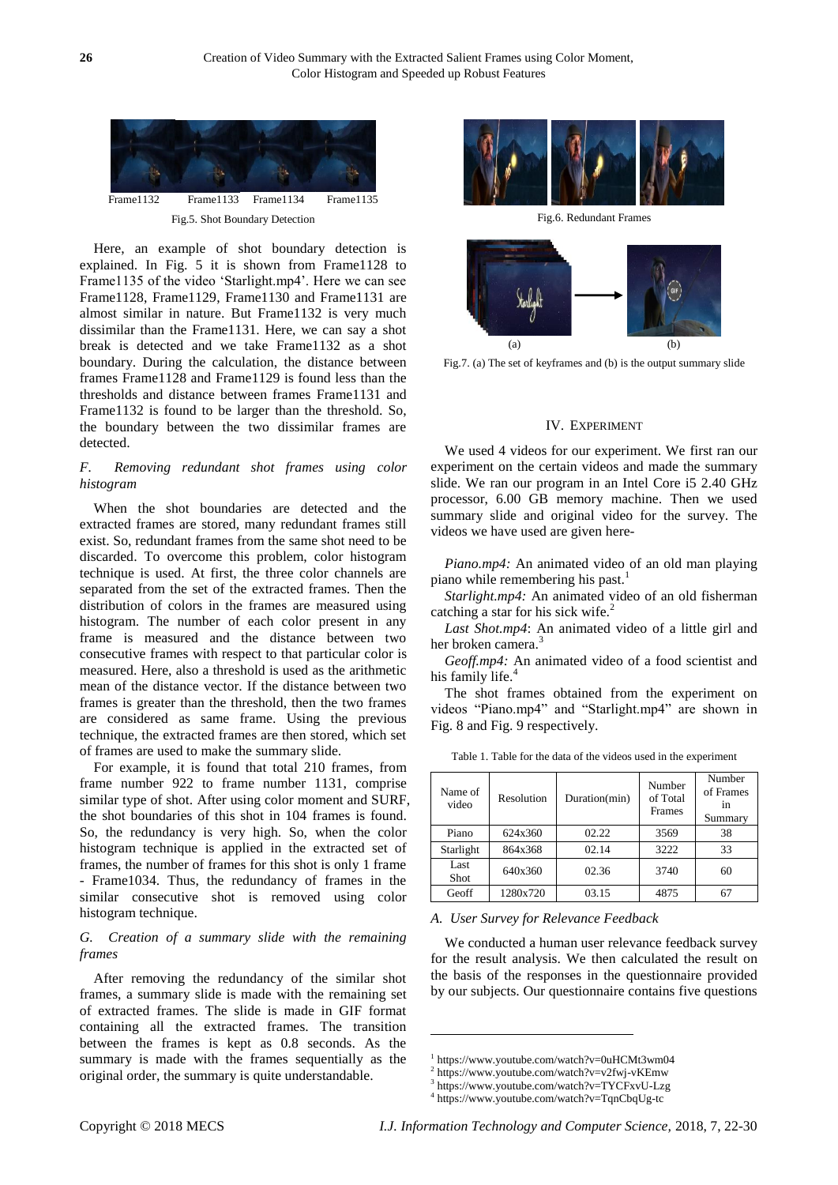Frame1132 Frame1133 Frame1134 Frame1135

Fig.5. Shot Boundary Detection

Here, an example of shot boundary detection is explained. In Fig. 5 it is shown from Frame1128 to Frame1135 of the video 'Starlight.mp4'. Here we can see Frame1128, Frame1129, Frame1130 and Frame1131 are almost similar in nature. But Frame1132 is very much dissimilar than the Frame1131. Here, we can say a shot break is detected and we take Frame1132 as a shot boundary. During the calculation, the distance between frames Frame1128 and Frame1129 is found less than the thresholds and distance between frames Frame1131 and Frame1132 is found to be larger than the threshold. So, the boundary between the two dissimilar frames are detected.

### *F. Removing redundant shot frames using color histogram*

When the shot boundaries are detected and the extracted frames are stored, many redundant frames still exist. So, redundant frames from the same shot need to be discarded. To overcome this problem, color histogram technique is used. At first, the three color channels are separated from the set of the extracted frames. Then the distribution of colors in the frames are measured using histogram. The number of each color present in any frame is measured and the distance between two consecutive frames with respect to that particular color is measured. Here, also a threshold is used as the arithmetic mean of the distance vector. If the distance between two frames is greater than the threshold, then the two frames are considered as same frame. Using the previous technique, the extracted frames are then stored, which set of frames are used to make the summary slide.

For example, it is found that total 210 frames, from frame number 922 to frame number 1131, comprise similar type of shot. After using color moment and SURF, the shot boundaries of this shot in 104 frames is found. So, the redundancy is very high. So, when the color histogram technique is applied in the extracted set of frames, the number of frames for this shot is only 1 frame - Frame1034. Thus, the redundancy of frames in the similar consecutive shot is removed using color histogram technique.

### *G. Creation of a summary slide with the remaining frames*

After removing the redundancy of the similar shot frames, a summary slide is made with the remaining set of extracted frames. The slide is made in GIF format containing all the extracted frames. The transition between the frames is kept as 0.8 seconds. As the summary is made with the frames sequentially as the original order, the summary is quite understandable.

Fig.6. Redundant Frames

(a) (b)

Fig.7. (a) The set of keyframes and (b) is the output summary slide

## IV. Experiment

We used 4 videos for our experiment. We first ran our experiment on the certain videos and made the summary slide. We ran our program in an Intel Core i5 2.40 GHz processor, 6.00 GB memory machine. Then we used summary slide and original video for the survey. The videos we have used are given here-

*Piano.mp4:* An animated video of an old man playing piano while remembering his past.[1]

*Starlight.mp4:* An animated video of an old fisherman catching a star for his sick wife.[2]

*Last Shot.mp4*: An animated video of a little girl and her broken camera.[3]

*Geoff.mp4:* An animated video of a food scientist and his family life.[4]

The shot frames obtained from the experiment on videos "Piano.mp4" and "Starlight.mp4" are shown in Fig. 8 and Fig. 9 respectively.

Table 1. Table for the data of the videos used in the experiment

| Name of video | Resolution | Duration(min) | Number of Total Frames | Number of Frames in Summary |
|---|---|---|---|---|
| Piano | 624x360 | 02.22 | 3569 | 38 |
| Starlight | 864x368 | 02.14 | 3222 | 33 |
| Last Shot | 640x360 | 02.36 | 3740 | 60 |
| Geoff | 1280x720 | 03.15 | 4875 | 67 |

### *A. User Survey for Relevance Feedback*

We conducted a human user relevance feedback survey for the result analysis. We then calculated the result on the basis of the responses in the questionnaire provided by our subjects. Our questionnaire contains five questions

[1] https://www.youtube.com/watch?v=0uHCMt3wm04
[2] https://www.youtube.com/watch?v=v2fwj-vKEmw
[3] https://www.youtube.com/watch?v=TYCFxvU-Lzg
[4] https://www.youtube.com/watch?v=TqnCbqUg-tc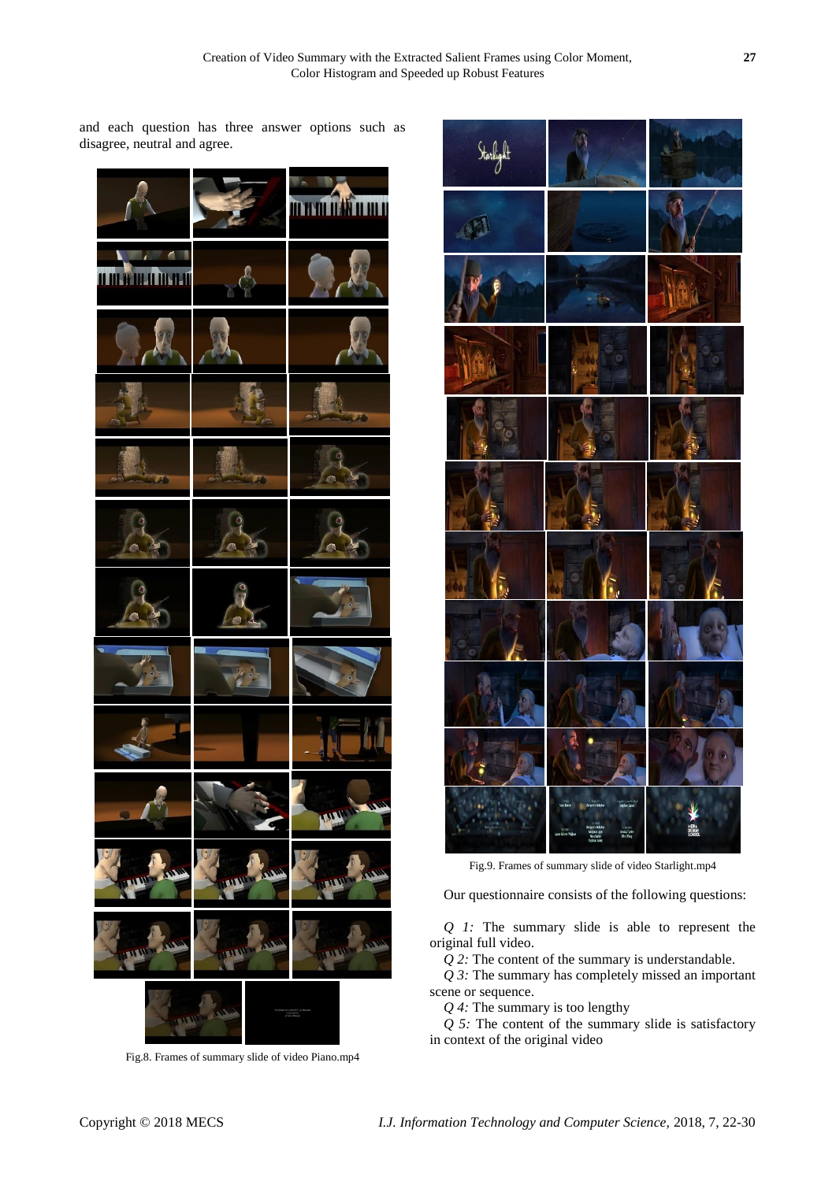and each question has three answer options such as disagree, neutral and agree.

Fig.8. Frames of summary slide of video Piano.mp4

Fig.9. Frames of summary slide of video Starlight.mp4

Our questionnaire consists of the following questions:

*Q 1:* The summary slide is able to represent the original full video.

*Q 2:* The content of the summary is understandable.

*Q 3:* The summary has completely missed an important scene or sequence.

*Q 4:* The summary is too lengthy

*Q 5:* The content of the summary slide is satisfactory in context of the original video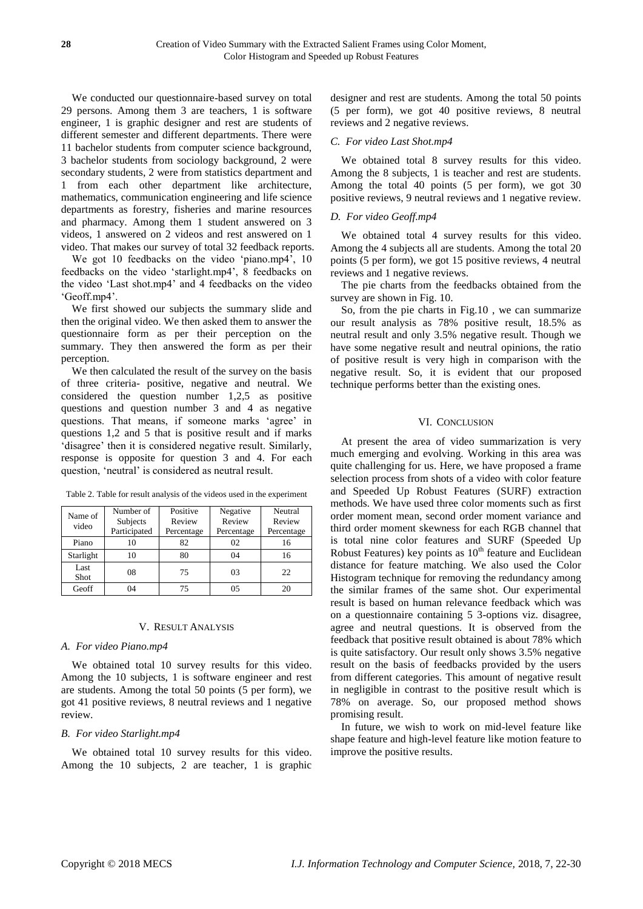We conducted our questionnaire-based survey on total 29 persons. Among them 3 are teachers, 1 is software engineer, 1 is graphic designer and rest are students of different semester and different departments. There were 11 bachelor students from computer science background, 3 bachelor students from sociology background, 2 were secondary students, 2 were from statistics department and 1 from each other department like architecture, mathematics, communication engineering and life science departments as forestry, fisheries and marine resources and pharmacy. Among them 1 student answered on 3 videos, 1 answered on 2 videos and rest answered on 1 video. That makes our survey of total 32 feedback reports.

We got 10 feedbacks on the video 'piano.mp4', 10 feedbacks on the video 'starlight.mp4', 8 feedbacks on the video 'Last shot.mp4' and 4 feedbacks on the video 'Geoff.mp4'.

We first showed our subjects the summary slide and then the original video. We then asked them to answer the questionnaire form as per their perception on the summary. They then answered the form as per their perception.

We then calculated the result of the survey on the basis of three criteria- positive, negative and neutral. We considered the question number 1,2,5 as positive questions and question number 3 and 4 as negative questions. That means, if someone marks 'agree' in questions 1,2 and 5 that is positive result and if marks 'disagree' then it is considered negative result. Similarly, response is opposite for question 3 and 4. For each question, 'neutral' is considered as neutral result.

Table 2. Table for result analysis of the videos used in the experiment

| Name of video | Number of Subjects Participated | Positive Review Percentage | Negative Review Percentage | Neutral Review Percentage |
|---|---|---|---|---|
| Piano | 10 | 82 | 02 | 16 |
| Starlight | 10 | 80 | 04 | 16 |
| Last Shot | 08 | 75 | 03 | 22 |
| Geoff | 04 | 75 | 05 | 20 |

## V. Result Analysis

### A. For video Piano.mp4

We obtained total 10 survey results for this video. Among the 10 subjects, 1 is software engineer and rest are students. Among the total 50 points (5 per form), we got 41 positive reviews, 8 neutral reviews and 1 negative review.

### B. For video Starlight.mp4

We obtained total 10 survey results for this video. Among the 10 subjects, 2 are teacher, 1 is graphic designer and rest are students. Among the total 50 points (5 per form), we got 40 positive reviews, 8 neutral reviews and 2 negative reviews.

### C. For video Last Shot.mp4

We obtained total 8 survey results for this video. Among the 8 subjects, 1 is teacher and rest are students. Among the total 40 points (5 per form), we got 30 positive reviews, 9 neutral reviews and 1 negative review.

### D. For video Geoff.mp4

We obtained total 4 survey results for this video. Among the 4 subjects all are students. Among the total 20 points (5 per form), we got 15 positive reviews, 4 neutral reviews and 1 negative reviews.

The pie charts from the feedbacks obtained from the survey are shown in Fig. 10.

So, from the pie charts in Fig.10 , we can summarize our result analysis as 78% positive result, 18.5% as neutral result and only 3.5% negative result. Though we have some negative result and neutral opinions, the ratio of positive result is very high in comparison with the negative result. So, it is evident that our proposed technique performs better than the existing ones.

## VI. Conclusion

At present the area of video summarization is very much emerging and evolving. Working in this area was quite challenging for us. Here, we have proposed a frame selection process from shots of a video with color feature and Speeded Up Robust Features (SURF) extraction methods. We have used three color moments such as first order moment mean, second order moment variance and third order moment skewness for each RGB channel that is total nine color features and SURF (Speeded Up Robust Features) key points as $10^{th}$ feature and Euclidean distance for feature matching. We also used the Color Histogram technique for removing the redundancy among the similar frames of the same shot. Our experimental result is based on human relevance feedback which was on a questionnaire containing 5 3-options viz. disagree, agree and neutral questions. It is observed from the feedback that positive result obtained is about 78% which is quite satisfactory. Our result only shows 3.5% negative result on the basis of feedbacks provided by the users from different categories. This amount of negative result in negligible in contrast to the positive result which is 78% on average. So, our proposed method shows promising result.

In future, we wish to work on mid-level feature like shape feature and high-level feature like motion feature to improve the positive results.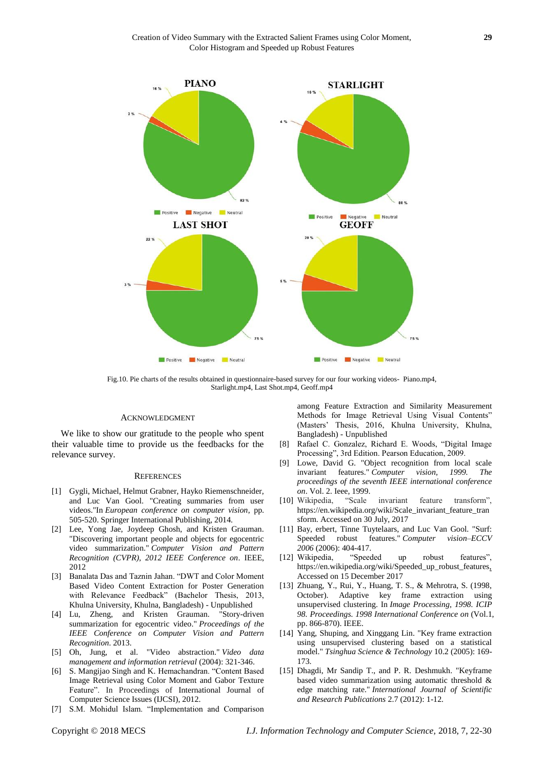Fig.10. Pie charts of the results obtained in questionnaire-based survey for our four working videos- Piano.mp4, Starlight.mp4, Last Shot.mp4, Geoff.mp4

## ACKNOWLEDGMENT

We like to show our gratitude to the people who spent their valuable time to provide us the feedbacks for the relevance survey.

## REFERENCES

[1] Gygli, Michael, Helmut Grabner, Hayko Riemenschneider, and Luc Van Gool. "Creating summaries from user videos."In *European conference on computer vision*, pp. 505-520. Springer International Publishing, 2014.

[2] Lee, Yong Jae, Joydeep Ghosh, and Kristen Grauman. "Discovering important people and objects for egocentric video summarization." *Computer Vision and Pattern Recognition (CVPR), 2012 IEEE Conference on*. IEEE, 2012

[3] Banalata Das and Taznin Jahan. "DWT and Color Moment Based Video Content Extraction for Poster Generation with Relevance Feedback" (Bachelor Thesis, 2013, Khulna University, Khulna, Bangladesh) - Unpublished

[4] Lu, Zheng, and Kristen Grauman. "Story-driven summarization for egocentric video." *Proceedings of the IEEE Conference on Computer Vision and Pattern Recognition*. 2013.

[5] Oh, Jung, et al. "Video abstraction." *Video data management and information retrieval* (2004): 321-346.

[6] S. Mangijao Singh and K. Hemachandran. "Content Based Image Retrieval using Color Moment and Gabor Texture Feature". In Proceedings of International Journal of Computer Science Issues (IJCSI), 2012.

[7] S.M. Mohidul Islam. "Implementation and Comparison among Feature Extraction and Similarity Measurement Methods for Image Retrieval Using Visual Contents" (Masters' Thesis, 2016, Khulna University, Khulna, Bangladesh) - Unpublished

[8] Rafael C. Gonzalez, Richard E. Woods, "Digital Image Processing", 3rd Edition. Pearson Education, 2009.

[9] Lowe, David G. "Object recognition from local scale invariant features." *Computer vision, 1999. The proceedings of the seventh IEEE international conference on*. Vol. 2. Ieee, 1999.

[10] Wikipedia, "Scale invariant feature transform", https://en.wikipedia.org/wiki/Scale_invariant_feature_transform. Accessed on 30 July, 2017

[11] Bay, erbert, Tinne Tuytelaars, and Luc Van Gool. "Surf: Speeded robust features." *Computer vision–ECCV 2006* (2006): 404-417.

[12] Wikipedia, "Speeded up robust features", https://en.wikipedia.org/wiki/Speeded_up_robust_features, Accessed on 15 December 2017

[13] Zhuang, Y., Rui, Y., Huang, T. S., & Mehrotra, S. (1998, October). Adaptive key frame extraction using unsupervised clustering. In *Image Processing, 1998. ICIP 98. Proceedings. 1998 International Conference on* (Vol.1, pp. 866-870). IEEE.

[14] Yang, Shuping, and Xinggang Lin. "Key frame extraction using unsupervised clustering based on a statistical model." *Tsinghua Science & Technology* 10.2 (2005): 169-173.

[15] Dhagdi, Mr Sandip T., and P. R. Deshmukh. "Keyframe based video summarization using automatic threshold & edge matching rate." *International Journal of Scientific and Research Publications* 2.7 (2012): 1-12.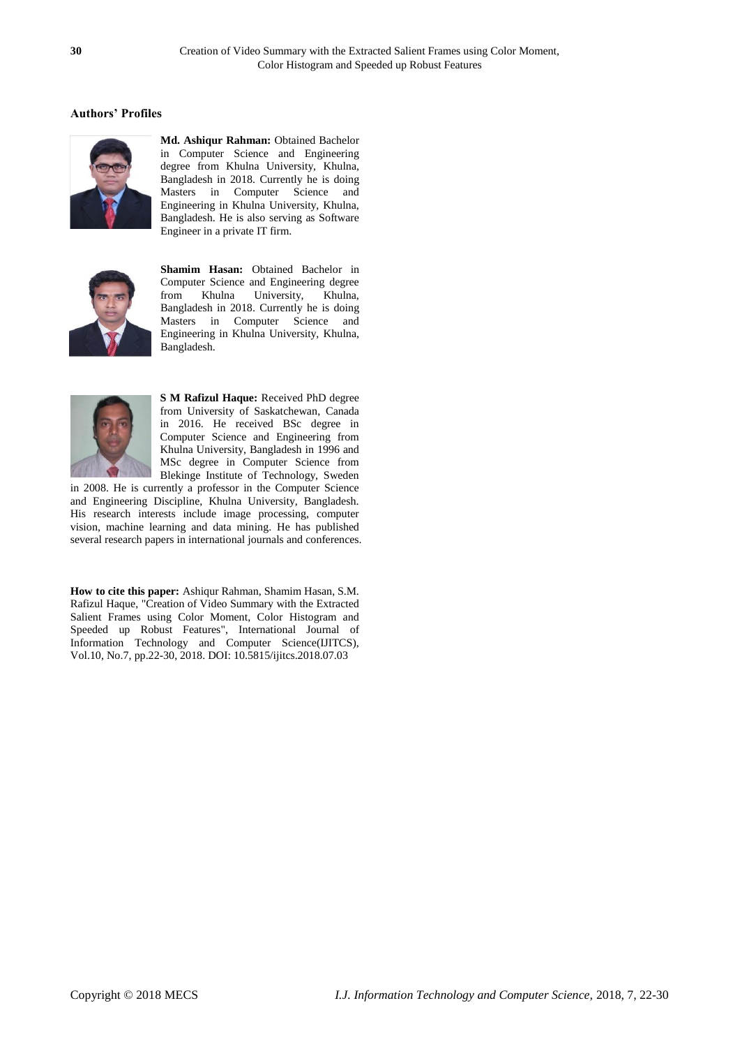### Authors' Profiles

**Md. Ashiqur Rahman:** Obtained Bachelor in Computer Science and Engineering degree from Khulna University, Khulna, Bangladesh in 2018. Currently he is doing Masters in Computer Science and Engineering in Khulna University, Khulna, Bangladesh. He is also serving as Software Engineer in a private IT firm.

**Shamim Hasan:** Obtained Bachelor in Computer Science and Engineering degree from Khulna University, Khulna, Bangladesh in 2018. Currently he is doing Masters in Computer Science and Engineering in Khulna University, Khulna, Bangladesh.

**S M Rafizul Haque:** Received PhD degree from University of Saskatchewan, Canada in 2016. He received BSc degree in Computer Science and Engineering from Khulna University, Bangladesh in 1996 and MSc degree in Computer Science from Blekinge Institute of Technology, Sweden in 2008. He is currently a professor in the Computer Science and Engineering Discipline, Khulna University, Bangladesh. His research interests include image processing, computer vision, machine learning and data mining. He has published several research papers in international journals and conferences.

**How to cite this paper:** Ashiqur Rahman, Shamim Hasan, S.M. Rafizul Haque, "Creation of Video Summary with the Extracted Salient Frames using Color Moment, Color Histogram and Speeded up Robust Features", International Journal of Information Technology and Computer Science(IJITCS), Vol.10, No.7, pp.22-30, 2018. DOI: 10.5815/ijitcs.2018.07.03